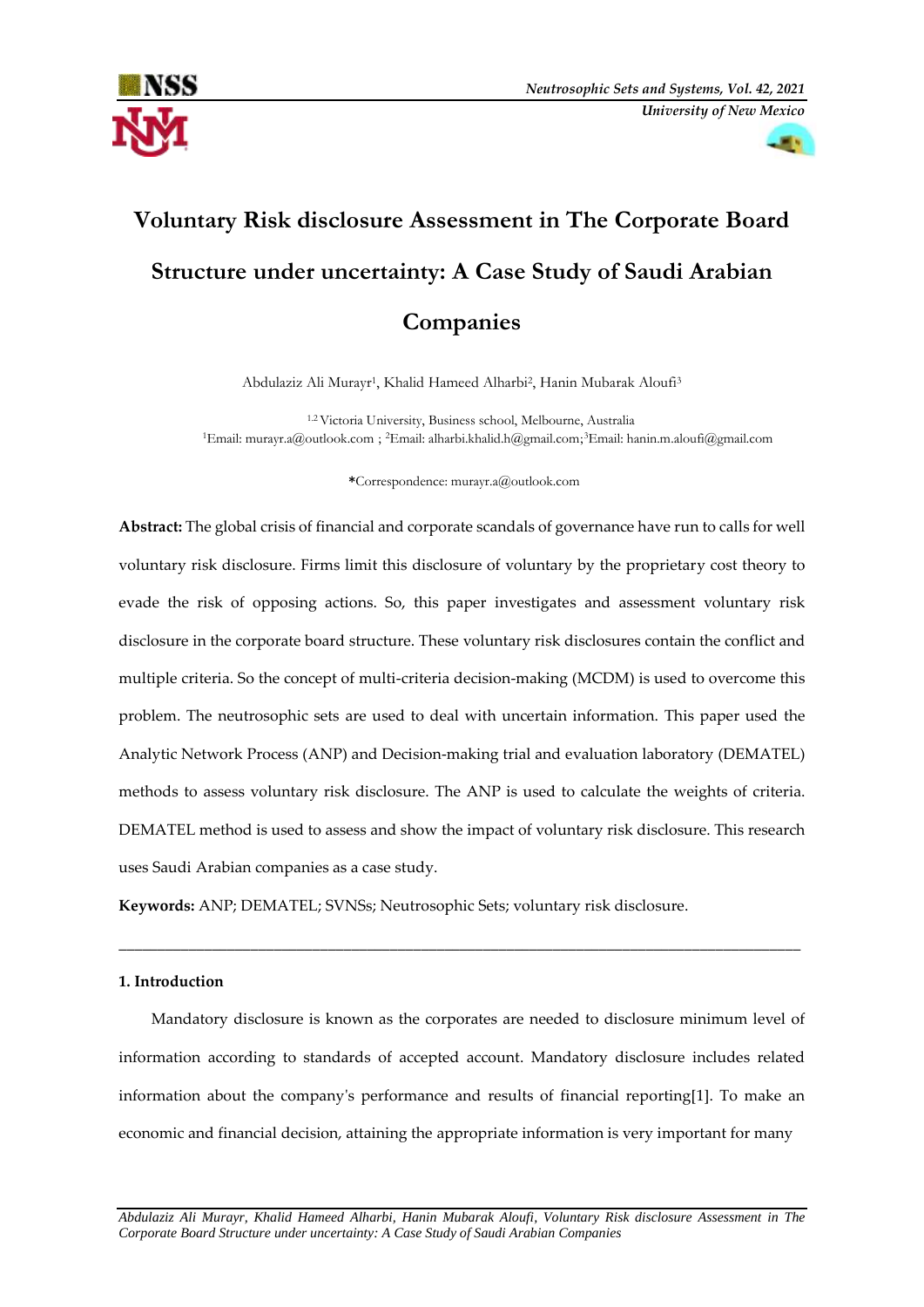# Voluntary Risk disclosure Assessment in The Corporate Board Structure under uncertainty: A Case Study of Saudi Arabian Companies

Abdulaziz Ali Murayr[1], Khalid Hameed Alharbi[2], Hanin Mubarak Aloufi[3]

[1,2] Victoria University, Business school, Melbourne, Australia
[1]Email: murayr.a@outlook.com ; [2]Email: alharbi.khalid.h@gmail.com;[3]Email: hanin.m.aloufi@gmail.com

*Correspondence: murayr.a@outlook.com

**Abstract:** The global crisis of financial and corporate scandals of governance have run to calls for well voluntary risk disclosure. Firms limit this disclosure of voluntary by the proprietary cost theory to evade the risk of opposing actions. So, this paper investigates and assessment voluntary risk disclosure in the corporate board structure. These voluntary risk disclosures contain the conflict and multiple criteria. So the concept of multi-criteria decision-making (MCDM) is used to overcome this problem. The neutrosophic sets are used to deal with uncertain information. This paper used the Analytic Network Process (ANP) and Decision-making trial and evaluation laboratory (DEMATEL) methods to assess voluntary risk disclosure. The ANP is used to calculate the weights of criteria. DEMATEL method is used to assess and show the impact of voluntary risk disclosure. This research uses Saudi Arabian companies as a case study.

**Keywords:** ANP; DEMATEL; SVNSs; Neutrosophic Sets; voluntary risk disclosure.

---

## 1. Introduction

Mandatory disclosure is known as the corporates are needed to disclosure minimum level of information according to standards of accepted account. Mandatory disclosure includes related information about the company's performance and results of financial reporting[1]. To make an economic and financial decision, attaining the appropriate information is very important for many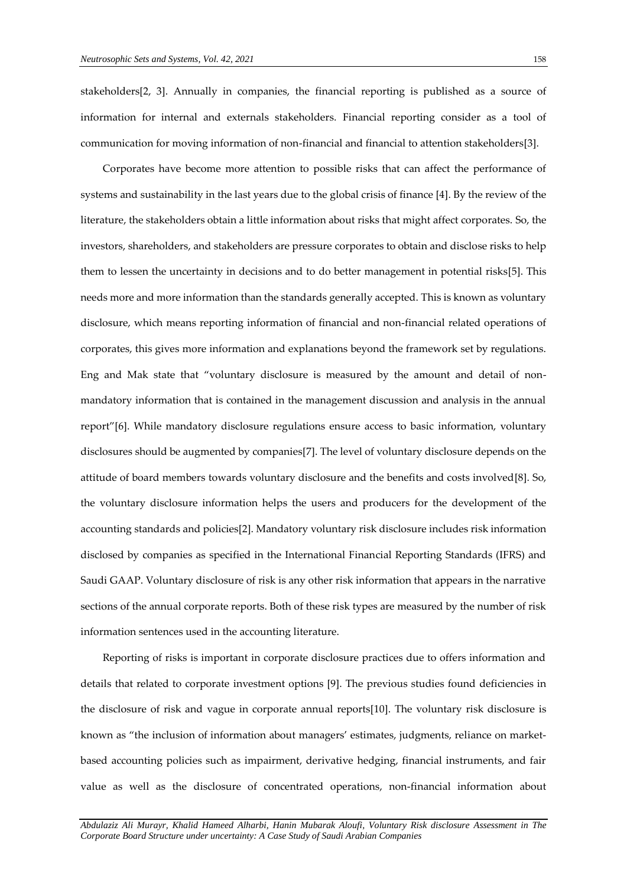stakeholders[2, 3]. Annually in companies, the financial reporting is published as a source of information for internal and externals stakeholders. Financial reporting consider as a tool of communication for moving information of non-financial and financial to attention stakeholders[3].

Corporates have become more attention to possible risks that can affect the performance of systems and sustainability in the last years due to the global crisis of finance [4]. By the review of the literature, the stakeholders obtain a little information about risks that might affect corporates. So, the investors, shareholders, and stakeholders are pressure corporates to obtain and disclose risks to help them to lessen the uncertainty in decisions and to do better management in potential risks[5]. This needs more and more information than the standards generally accepted. This is known as voluntary disclosure, which means reporting information of financial and non-financial related operations of corporates, this gives more information and explanations beyond the framework set by regulations. Eng and Mak state that "voluntary disclosure is measured by the amount and detail of non-mandatory information that is contained in the management discussion and analysis in the annual report"[6]. While mandatory disclosure regulations ensure access to basic information, voluntary disclosures should be augmented by companies[7]. The level of voluntary disclosure depends on the attitude of board members towards voluntary disclosure and the benefits and costs involved[8]. So, the voluntary disclosure information helps the users and producers for the development of the accounting standards and policies[2]. Mandatory voluntary risk disclosure includes risk information disclosed by companies as specified in the International Financial Reporting Standards (IFRS) and Saudi GAAP. Voluntary disclosure of risk is any other risk information that appears in the narrative sections of the annual corporate reports. Both of these risk types are measured by the number of risk information sentences used in the accounting literature.

Reporting of risks is important in corporate disclosure practices due to offers information and details that related to corporate investment options [9]. The previous studies found deficiencies in the disclosure of risk and vague in corporate annual reports[10]. The voluntary risk disclosure is known as "the inclusion of information about managers' estimates, judgments, reliance on market-based accounting policies such as impairment, derivative hedging, financial instruments, and fair value as well as the disclosure of concentrated operations, non-financial information about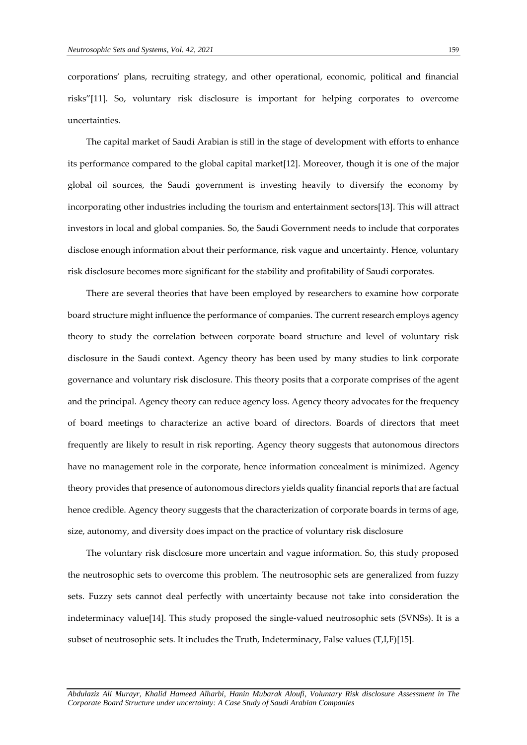corporations' plans, recruiting strategy, and other operational, economic, political and financial risks"[11]. So, voluntary risk disclosure is important for helping corporates to overcome uncertainties.

The capital market of Saudi Arabian is still in the stage of development with efforts to enhance its performance compared to the global capital market[12]. Moreover, though it is one of the major global oil sources, the Saudi government is investing heavily to diversify the economy by incorporating other industries including the tourism and entertainment sectors[13]. This will attract investors in local and global companies. So, the Saudi Government needs to include that corporates disclose enough information about their performance, risk vague and uncertainty. Hence, voluntary risk disclosure becomes more significant for the stability and profitability of Saudi corporates.

There are several theories that have been employed by researchers to examine how corporate board structure might influence the performance of companies. The current research employs agency theory to study the correlation between corporate board structure and level of voluntary risk disclosure in the Saudi context. Agency theory has been used by many studies to link corporate governance and voluntary risk disclosure. This theory posits that a corporate comprises of the agent and the principal. Agency theory can reduce agency loss. Agency theory advocates for the frequency of board meetings to characterize an active board of directors. Boards of directors that meet frequently are likely to result in risk reporting. Agency theory suggests that autonomous directors have no management role in the corporate, hence information concealment is minimized. Agency theory provides that presence of autonomous directors yields quality financial reports that are factual hence credible. Agency theory suggests that the characterization of corporate boards in terms of age, size, autonomy, and diversity does impact on the practice of voluntary risk disclosure

The voluntary risk disclosure more uncertain and vague information. So, this study proposed the neutrosophic sets to overcome this problem. The neutrosophic sets are generalized from fuzzy sets. Fuzzy sets cannot deal perfectly with uncertainty because not take into consideration the indeterminacy value[14]. This study proposed the single-valued neutrosophic sets (SVNSs). It is a subset of neutrosophic sets. It includes the Truth, Indeterminacy, False values (T,I,F)[15].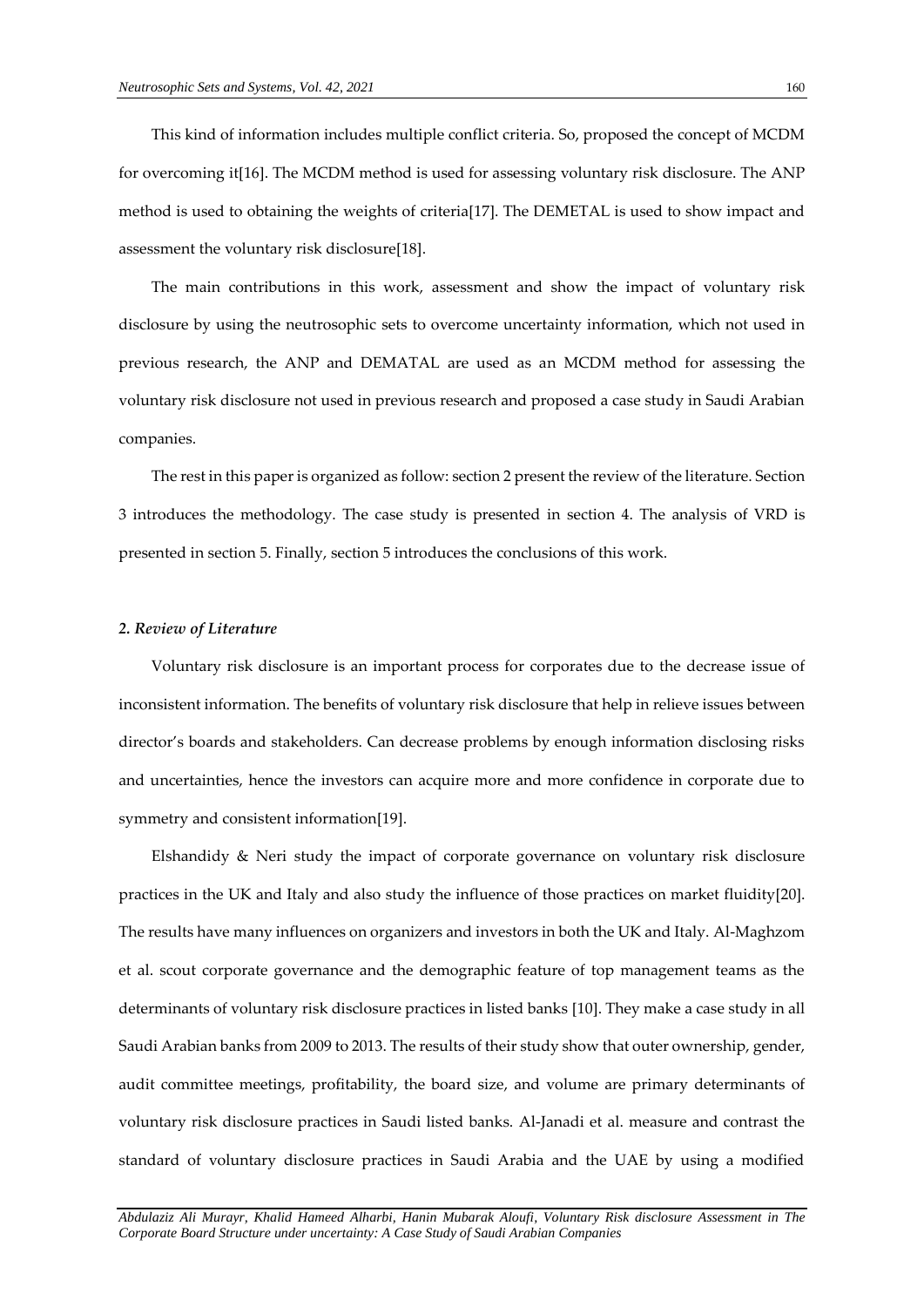This kind of information includes multiple conflict criteria. So, proposed the concept of MCDM for overcoming it[16]. The MCDM method is used for assessing voluntary risk disclosure. The ANP method is used to obtaining the weights of criteria[17]. The DEMETAL is used to show impact and assessment the voluntary risk disclosure[18].

The main contributions in this work, assessment and show the impact of voluntary risk disclosure by using the neutrosophic sets to overcome uncertainty information, which not used in previous research, the ANP and DEMATAL are used as an MCDM method for assessing the voluntary risk disclosure not used in previous research and proposed a case study in Saudi Arabian companies.

The rest in this paper is organized as follow: section 2 present the review of the literature. Section 3 introduces the methodology. The case study is presented in section 4. The analysis of VRD is presented in section 5. Finally, section 5 introduces the conclusions of this work.

## *2. Review of Literature*

Voluntary risk disclosure is an important process for corporates due to the decrease issue of inconsistent information. The benefits of voluntary risk disclosure that help in relieve issues between director's boards and stakeholders. Can decrease problems by enough information disclosing risks and uncertainties, hence the investors can acquire more and more confidence in corporate due to symmetry and consistent information[19].

Elshandidy & Neri study the impact of corporate governance on voluntary risk disclosure practices in the UK and Italy and also study the influence of those practices on market fluidity[20]. The results have many influences on organizers and investors in both the UK and Italy. Al-Maghzom et al. scout corporate governance and the demographic feature of top management teams as the determinants of voluntary risk disclosure practices in listed banks [10]. They make a case study in all Saudi Arabian banks from 2009 to 2013. The results of their study show that outer ownership, gender, audit committee meetings, profitability, the board size, and volume are primary determinants of voluntary risk disclosure practices in Saudi listed banks. Al-Janadi et al. measure and contrast the standard of voluntary disclosure practices in Saudi Arabia and the UAE by using a modified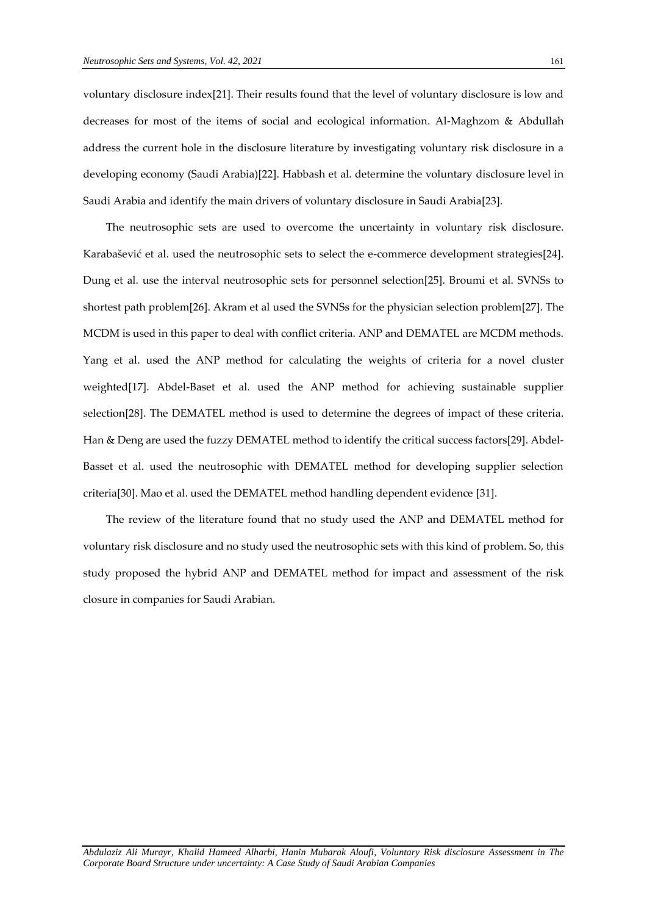voluntary disclosure index[21]. Their results found that the level of voluntary disclosure is low and decreases for most of the items of social and ecological information. Al-Maghzom & Abdullah address the current hole in the disclosure literature by investigating voluntary risk disclosure in a developing economy (Saudi Arabia)[22]. Habbash et al. determine the voluntary disclosure level in Saudi Arabia and identify the main drivers of voluntary disclosure in Saudi Arabia[23].

The neutrosophic sets are used to overcome the uncertainty in voluntary risk disclosure. Karabašević et al. used the neutrosophic sets to select the e-commerce development strategies[24]. Dung et al. use the interval neutrosophic sets for personnel selection[25]. Broumi et al. SVNSs to shortest path problem[26]. Akram et al used the SVNSs for the physician selection problem[27]. The MCDM is used in this paper to deal with conflict criteria. ANP and DEMATEL are MCDM methods. Yang et al. used the ANP method for calculating the weights of criteria for a novel cluster weighted[17]. Abdel-Baset et al. used the ANP method for achieving sustainable supplier selection[28]. The DEMATEL method is used to determine the degrees of impact of these criteria. Han & Deng are used the fuzzy DEMATEL method to identify the critical success factors[29]. Abdel-Basset et al. used the neutrosophic with DEMATEL method for developing supplier selection criteria[30]. Mao et al. used the DEMATEL method handling dependent evidence [31].

The review of the literature found that no study used the ANP and DEMATEL method for voluntary risk disclosure and no study used the neutrosophic sets with this kind of problem. So, this study proposed the hybrid ANP and DEMATEL method for impact and assessment of the risk closure in companies for Saudi Arabian.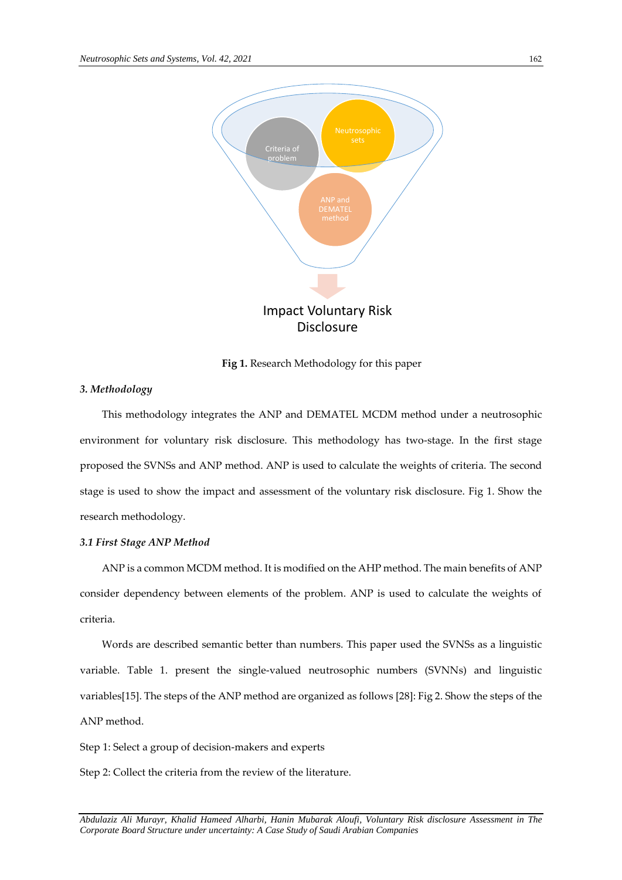Criteria of problem

Neutrosophic sets

ANP and DEMATEL method

Impact Voluntary Risk Disclosure

**Fig 1.** Research Methodology for this paper

### *3. Methodology*

This methodology integrates the ANP and DEMATEL MCDM method under a neutrosophic environment for voluntary risk disclosure. This methodology has two-stage. In the first stage proposed the SVNSs and ANP method. ANP is used to calculate the weights of criteria. The second stage is used to show the impact and assessment of the voluntary risk disclosure. Fig 1. Show the research methodology.

### *3.1 First Stage ANP Method*

ANP is a common MCDM method. It is modified on the AHP method. The main benefits of ANP consider dependency between elements of the problem. ANP is used to calculate the weights of criteria.

Words are described semantic better than numbers. This paper used the SVNSs as a linguistic variable. Table 1. present the single-valued neutrosophic numbers (SVNNs) and linguistic variables[15]. The steps of the ANP method are organized as follows [28]: Fig 2. Show the steps of the ANP method.

Step 1: Select a group of decision-makers and experts

Step 2: Collect the criteria from the review of the literature.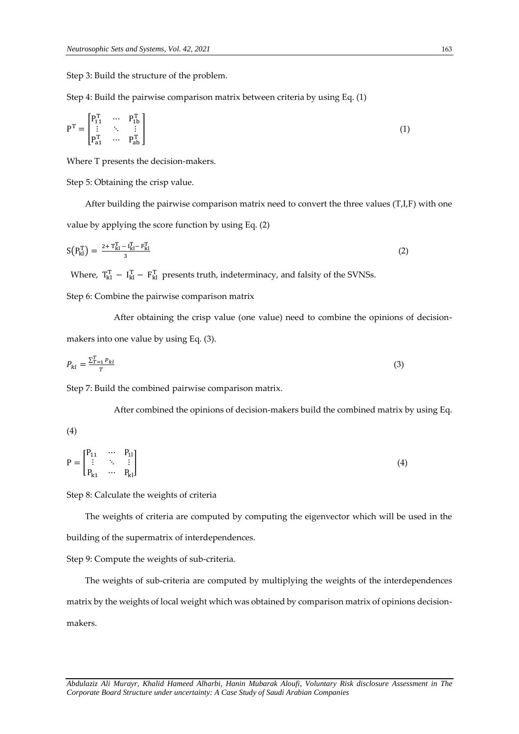Step 3: Build the structure of the problem.

Step 4: Build the pairwise comparison matrix between criteria by using Eq. (1)

$$P^{T} = \begin{bmatrix} P_{11}^{T} & \cdots & P_{1b}^{T} \\ \vdots & \ddots & \vdots \\ P_{a1}^{T} & \cdots & P_{ab}^{T} \end{bmatrix} \tag{1}$$

Where T presents the decision-makers.

Step 5: Obtaining the crisp value.

After building the pairwise comparison matrix need to convert the three values (T,I,F) with one value by applying the score function by using Eq. (2)

$$S\left(P_{kl}^{T}\right) = \frac{2 + T_{kl}^{T} - I_{kl}^{T} - F_{kl}^{T}}{3} \tag{2}$$

Where, $T_{kl}^{T} - I_{kl}^{T} - F_{kl}^{T}$ presents truth, indeterminacy, and falsity of the SVNSs.

Step 6: Combine the pairwise comparison matrix

After obtaining the crisp value (one value) need to combine the opinions of decision-makers into one value by using Eq. (3).

$$P_{kl} = \frac{\sum_{T=1}^{T} P_{kl}}{T} \tag{3}$$

Step 7: Build the combined pairwise comparison matrix.

After combined the opinions of decision-makers build the combined matrix by using Eq. (4)

$$P = \begin{bmatrix} P_{11} & \cdots & P_{1l} \\ \vdots & \ddots & \vdots \\ P_{k1} & \cdots & P_{kl} \end{bmatrix} \tag{4}$$

Step 8: Calculate the weights of criteria

The weights of criteria are computed by computing the eigenvector which will be used in the building of the supermatrix of interdependences.

Step 9: Compute the weights of sub-criteria.

The weights of sub-criteria are computed by multiplying the weights of the interdependences matrix by the weights of local weight which was obtained by comparison matrix of opinions decision-makers.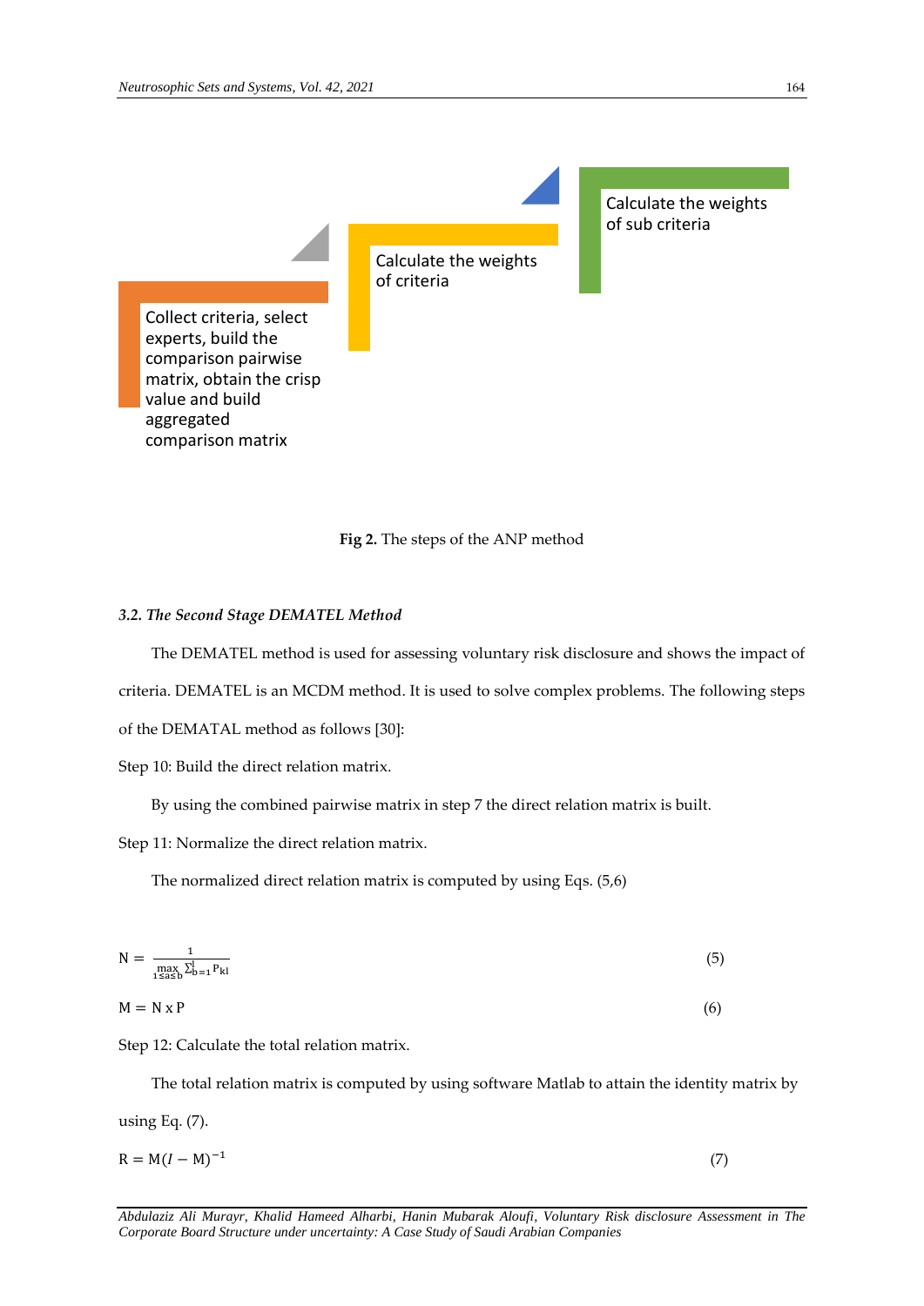Collect criteria, select experts, build the comparison pairwise matrix, obtain the crisp value and build aggregated comparison matrix

Calculate the weights of criteria

Calculate the weights of sub criteria

**Fig 2.** The steps of the ANP method

### *3.2. The Second Stage DEMATEL Method*

The DEMATEL method is used for assessing voluntary risk disclosure and shows the impact of criteria. DEMATEL is an MCDM method. It is used to solve complex problems. The following steps of the DEMATAL method as follows [30]:

Step 10: Build the direct relation matrix.

By using the combined pairwise matrix in step 7 the direct relation matrix is built.

Step 11: Normalize the direct relation matrix.

The normalized direct relation matrix is computed by using Eqs. (5,6)

$$N = \frac{1}{\max_{1 \leq a \leq b} \sum_{b=1}^{l} P_{kl}} \tag{5}$$

$$M = N \text{ x } P \tag{6}$$

Step 12: Calculate the total relation matrix.

The total relation matrix is computed by using software Matlab to attain the identity matrix by using Eq. (7).

$$R = M(I - M)^{-1} \tag{7}$$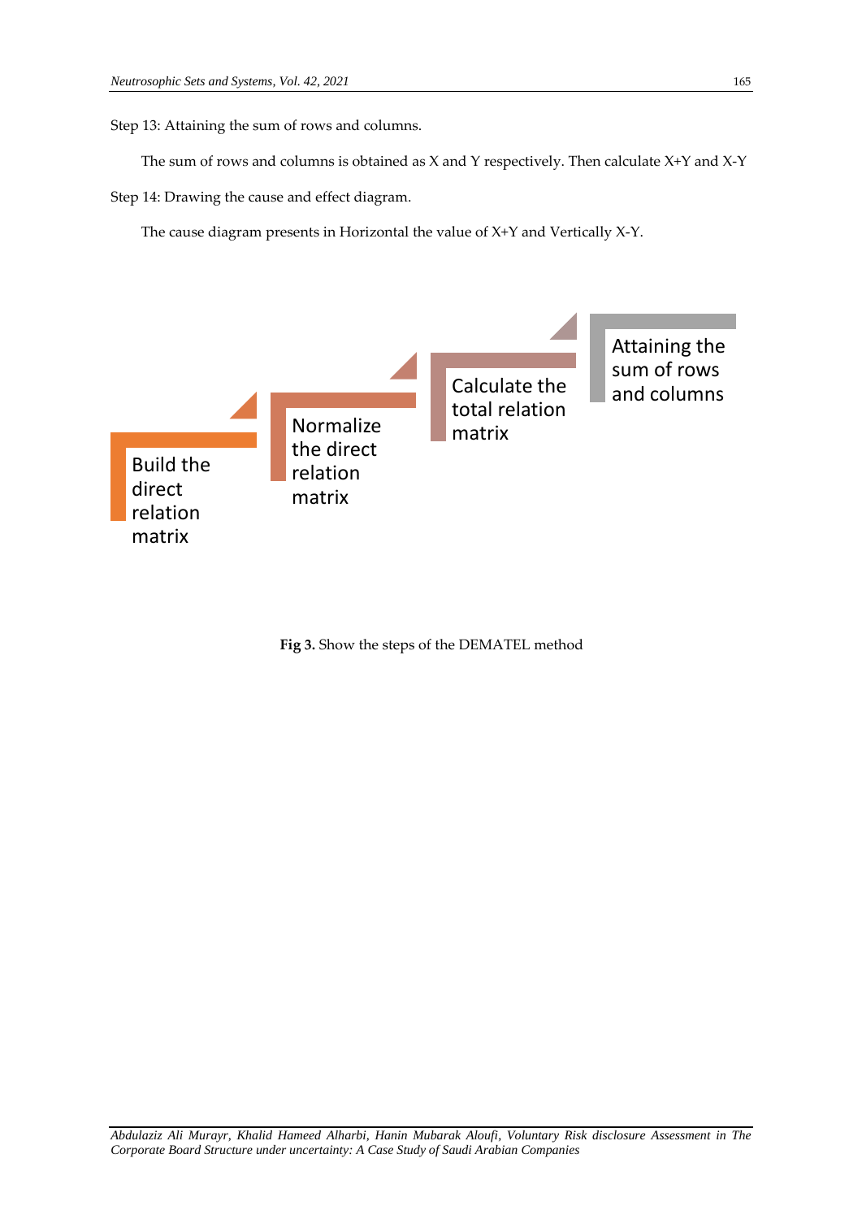Step 13: Attaining the sum of rows and columns.

The sum of rows and columns is obtained as X and Y respectively. Then calculate X+Y and X-Y

Step 14: Drawing the cause and effect diagram.

The cause diagram presents in Horizontal the value of X+Y and Vertically X-Y.

Build the direct relation matrix

Normalize the direct relation matrix

Calculate the total relation matrix

Attaining the sum of rows and columns

**Fig 3.** Show the steps of the DEMATEL method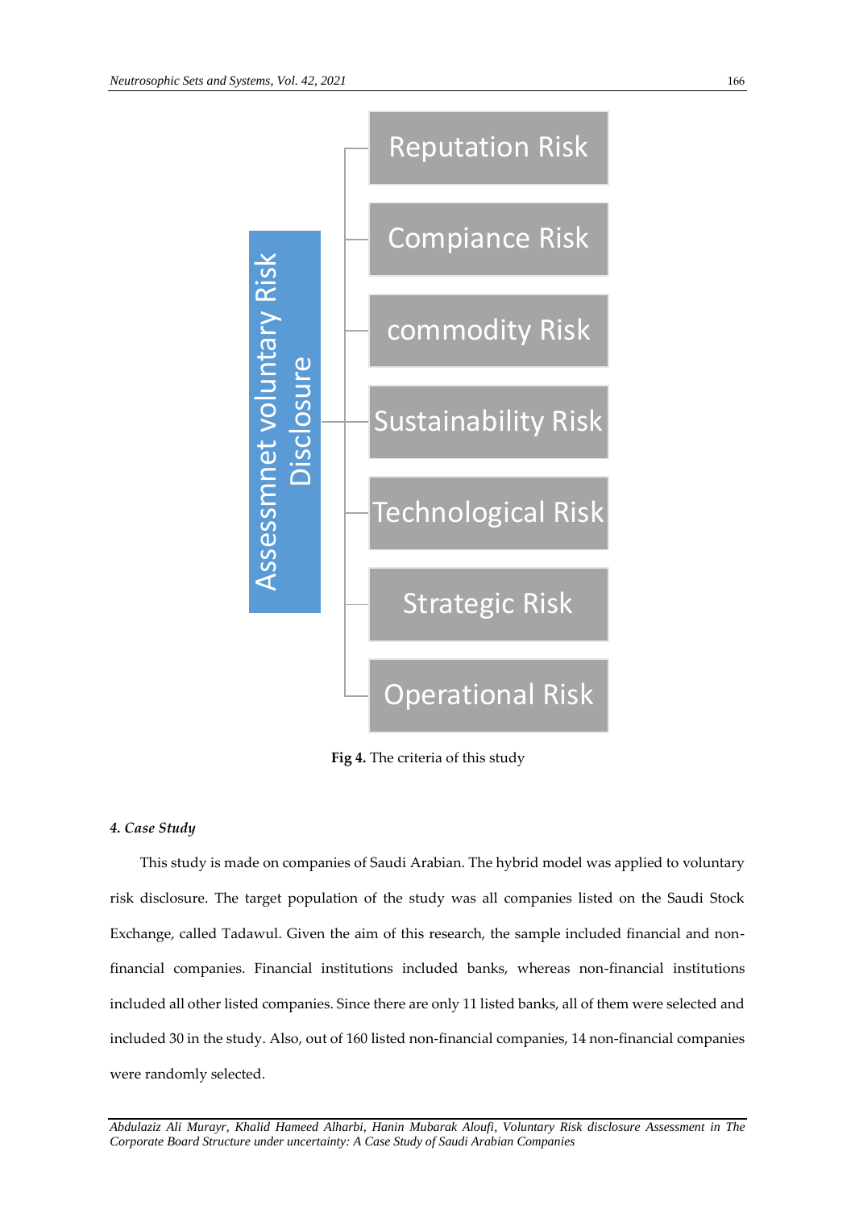Assessmnet voluntary Risk Disclosure

- Reputation Risk
- Compiance Risk
- commodity Risk
- Sustainability Risk
- Technological Risk
- Strategic Risk
- Operational Risk

**Fig 4.** The criteria of this study

### *4. Case Study*

This study is made on companies of Saudi Arabian. The hybrid model was applied to voluntary risk disclosure. The target population of the study was all companies listed on the Saudi Stock Exchange, called Tadawul. Given the aim of this research, the sample included financial and non-financial companies. Financial institutions included banks, whereas non-financial institutions included all other listed companies. Since there are only 11 listed banks, all of them were selected and included 30 in the study. Also, out of 160 listed non-financial companies, 14 non-financial companies were randomly selected.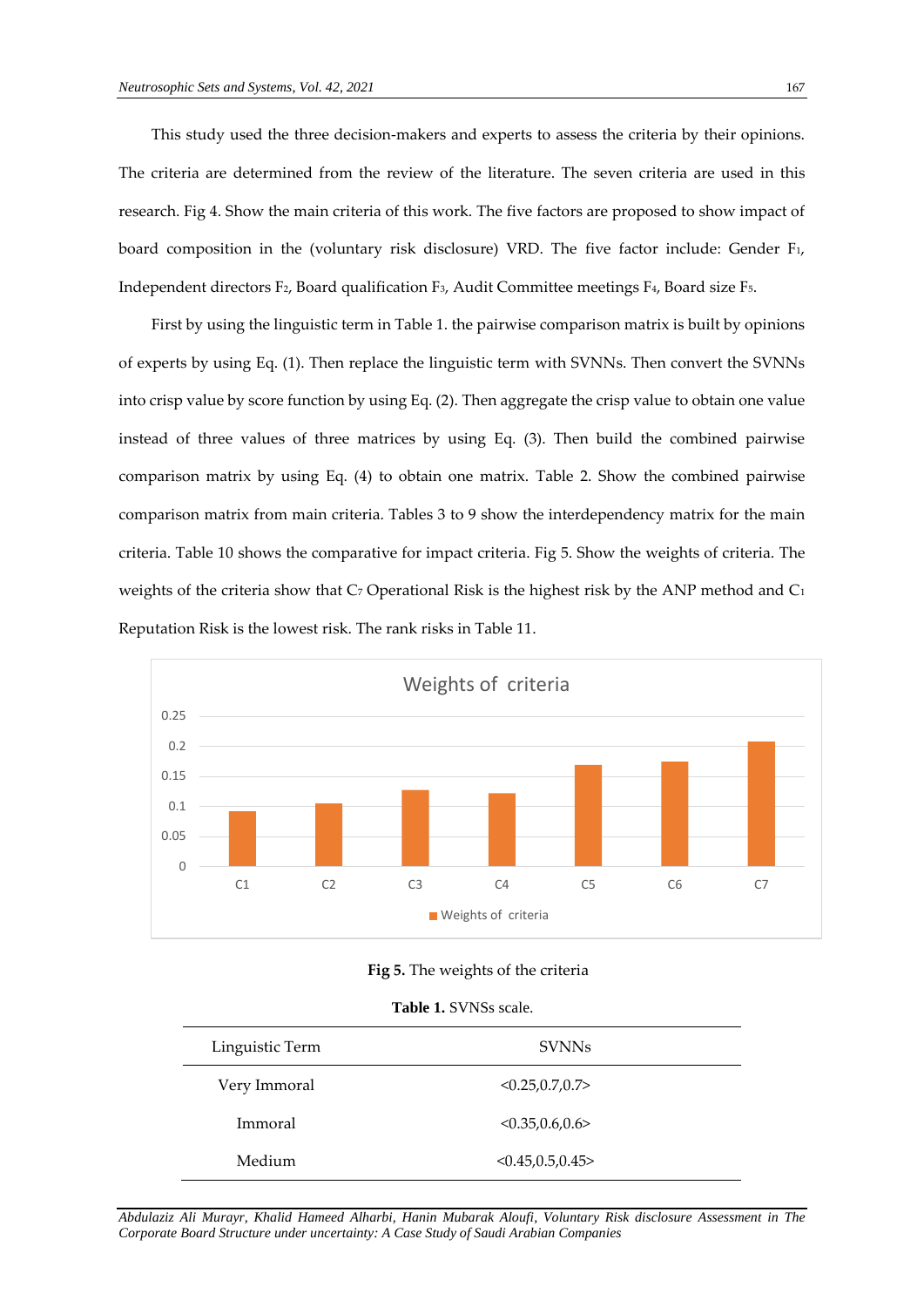This study used the three decision-makers and experts to assess the criteria by their opinions. The criteria are determined from the review of the literature. The seven criteria are used in this research. Fig 4. Show the main criteria of this work. The five factors are proposed to show impact of board composition in the (voluntary risk disclosure) VRD. The five factor include: Gender $F_1$, Independent directors $F_2$, Board qualification $F_3$, Audit Committee meetings $F_4$, Board size $F_5$.

First by using the linguistic term in Table 1. the pairwise comparison matrix is built by opinions of experts by using Eq. (1). Then replace the linguistic term with SVNNs. Then convert the SVNNs into crisp value by score function by using Eq. (2). Then aggregate the crisp value to obtain one value instead of three values of three matrices by using Eq. (3). Then build the combined pairwise comparison matrix by using Eq. (4) to obtain one matrix. Table 2. Show the combined pairwise comparison matrix from main criteria. Tables 3 to 9 show the interdependency matrix for the main criteria. Table 10 shows the comparative for impact criteria. Fig 5. Show the weights of criteria. The weights of the criteria show that $C_7$ Operational Risk is the highest risk by the ANP method and $C_1$ Reputation Risk is the lowest risk. The rank risks in Table 11.

**Fig 5.** The weights of the criteria

**Table 1.** SVNSs scale.

| Linguistic Term | SVNNs |
|---|---|
| Very Immoral | <0.25,0.7,0.7> |
| Immoral | <0.35,0.6,0.6> |
| Medium | <0.45,0.5,0.45> |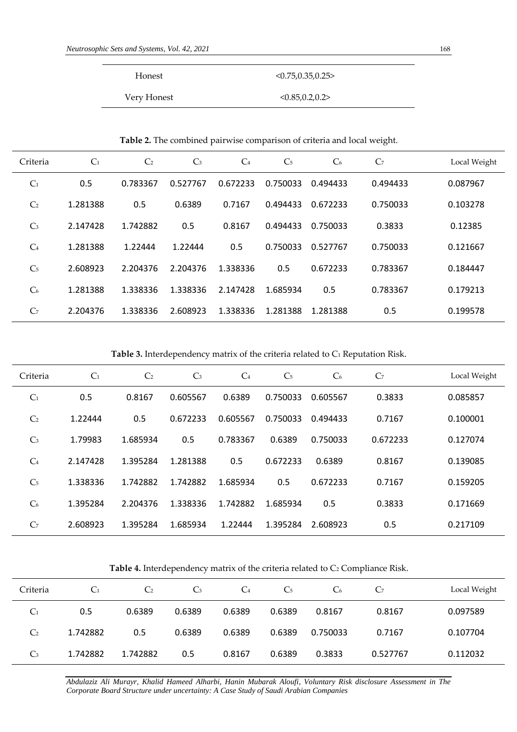| | |
|---|---|
| Honest | <0.75,0.35,0.25> |
| Very Honest | <0.85,0.2,0.2> |

**Table 2.** The combined pairwise comparison of criteria and local weight.

| Criteria | $C_1$ | $C_2$ | $C_3$ | $C_4$ | $C_5$ | $C_6$ | $C_7$ | Local Weight |
|---|---|---|---|---|---|---|---|---|
| $C_1$ | 0.5 | 0.783367 | 0.527767 | 0.672233 | 0.750033 | 0.494433 | 0.494433 | 0.087967 |
| $C_2$ | 1.281388 | 0.5 | 0.6389 | 0.7167 | 0.494433 | 0.672233 | 0.750033 | 0.103278 |
| $C_3$ | 2.147428 | 1.742882 | 0.5 | 0.8167 | 0.494433 | 0.750033 | 0.3833 | 0.12385 |
| $C_4$ | 1.281388 | 1.22444 | 1.22444 | 0.5 | 0.750033 | 0.527767 | 0.750033 | 0.121667 |
| $C_5$ | 2.608923 | 2.204376 | 2.204376 | 1.338336 | 0.5 | 0.672233 | 0.783367 | 0.184447 |
| $C_6$ | 1.281388 | 1.338336 | 1.338336 | 2.147428 | 1.685934 | 0.5 | 0.783367 | 0.179213 |
| $C_7$ | 2.204376 | 1.338336 | 2.608923 | 1.338336 | 1.281388 | 1.281388 | 0.5 | 0.199578 |

**Table 3.** Interdependency matrix of the criteria related to $C_1$ Reputation Risk.

| Criteria | $C_1$ | $C_2$ | $C_3$ | $C_4$ | $C_5$ | $C_6$ | $C_7$ | Local Weight |
|---|---|---|---|---|---|---|---|---|
| $C_1$ | 0.5 | 0.8167 | 0.605567 | 0.6389 | 0.750033 | 0.605567 | 0.3833 | 0.085857 |
| $C_2$ | 1.22444 | 0.5 | 0.672233 | 0.605567 | 0.750033 | 0.494433 | 0.7167 | 0.100001 |
| $C_3$ | 1.79983 | 1.685934 | 0.5 | 0.783367 | 0.6389 | 0.750033 | 0.672233 | 0.127074 |
| $C_4$ | 2.147428 | 1.395284 | 1.281388 | 0.5 | 0.672233 | 0.6389 | 0.8167 | 0.139085 |
| $C_5$ | 1.338336 | 1.742882 | 1.742882 | 1.685934 | 0.5 | 0.672233 | 0.7167 | 0.159205 |
| $C_6$ | 1.395284 | 2.204376 | 1.338336 | 1.742882 | 1.685934 | 0.5 | 0.3833 | 0.171669 |
| $C_7$ | 2.608923 | 1.395284 | 1.685934 | 1.22444 | 1.395284 | 2.608923 | 0.5 | 0.217109 |

**Table 4.** Interdependency matrix of the criteria related to $C_2$ Compliance Risk.

| Criteria | $C_1$ | $C_2$ | $C_3$ | $C_4$ | $C_5$ | $C_6$ | $C_7$ | Local Weight |
|---|---|---|---|---|---|---|---|---|
| $C_1$ | 0.5 | 0.6389 | 0.6389 | 0.6389 | 0.6389 | 0.8167 | 0.8167 | 0.097589 |
| $C_2$ | 1.742882 | 0.5 | 0.6389 | 0.6389 | 0.6389 | 0.750033 | 0.7167 | 0.107704 |
| $C_3$ | 1.742882 | 1.742882 | 0.5 | 0.8167 | 0.6389 | 0.3833 | 0.527767 | 0.112032 |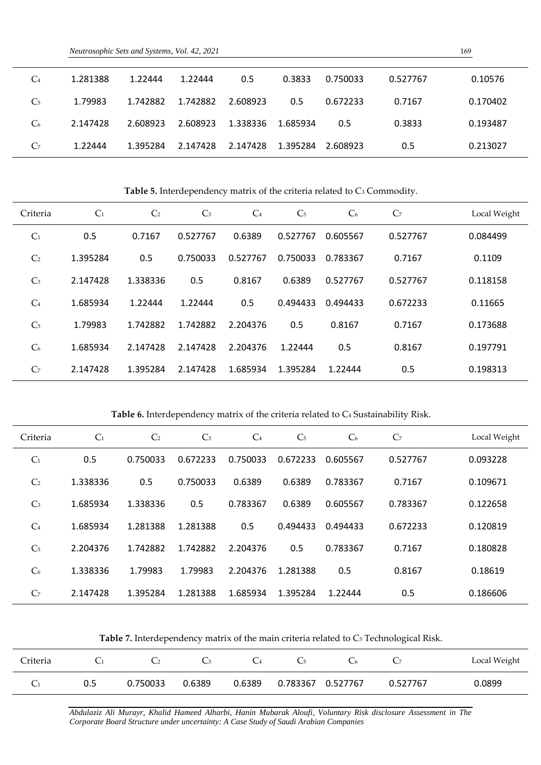| | | | | | | | | |
|---|---|---|---|---|---|---|---|---|
| $C_4$ | 1.281388 | 1.22444 | 1.22444 | 0.5 | 0.3833 | 0.750033 | 0.527767 | 0.10576 |
| $C_5$ | 1.79983 | 1.742882 | 1.742882 | 2.608923 | 0.5 | 0.672233 | 0.7167 | 0.170402 |
| $C_6$ | 2.147428 | 2.608923 | 2.608923 | 1.338336 | 1.685934 | 0.5 | 0.3833 | 0.193487 |
| $C_7$ | 1.22444 | 1.395284 | 2.147428 | 2.147428 | 1.395284 | 2.608923 | 0.5 | 0.213027 |

**Table 5.** Interdependency matrix of the criteria related to $C_3$ Commodity.

| Criteria | $C_1$ | $C_2$ | $C_3$ | $C_4$ | $C_5$ | $C_6$ | $C_7$ | Local Weight |
|---|---|---|---|---|---|---|---|---|
| $C_1$ | 0.5 | 0.7167 | 0.527767 | 0.6389 | 0.527767 | 0.605567 | 0.527767 | 0.084499 |
| $C_2$ | 1.395284 | 0.5 | 0.750033 | 0.527767 | 0.750033 | 0.783367 | 0.7167 | 0.1109 |
| $C_3$ | 2.147428 | 1.338336 | 0.5 | 0.8167 | 0.6389 | 0.527767 | 0.527767 | 0.118158 |
| $C_4$ | 1.685934 | 1.22444 | 1.22444 | 0.5 | 0.494433 | 0.494433 | 0.672233 | 0.11665 |
| $C_5$ | 1.79983 | 1.742882 | 1.742882 | 2.204376 | 0.5 | 0.8167 | 0.7167 | 0.173688 |
| $C_6$ | 1.685934 | 2.147428 | 2.147428 | 2.204376 | 1.22444 | 0.5 | 0.8167 | 0.197791 |
| $C_7$ | 2.147428 | 1.395284 | 2.147428 | 1.685934 | 1.395284 | 1.22444 | 0.5 | 0.198313 |

**Table 6.** Interdependency matrix of the criteria related to $C_4$ Sustainability Risk.

| Criteria | $C_1$ | $C_2$ | $C_3$ | $C_4$ | $C_5$ | $C_6$ | $C_7$ | Local Weight |
|---|---|---|---|---|---|---|---|---|
| $C_1$ | 0.5 | 0.750033 | 0.672233 | 0.750033 | 0.672233 | 0.605567 | 0.527767 | 0.093228 |
| $C_2$ | 1.338336 | 0.5 | 0.750033 | 0.6389 | 0.6389 | 0.783367 | 0.7167 | 0.109671 |
| $C_3$ | 1.685934 | 1.338336 | 0.5 | 0.783367 | 0.6389 | 0.605567 | 0.783367 | 0.122658 |
| $C_4$ | 1.685934 | 1.281388 | 1.281388 | 0.5 | 0.494433 | 0.494433 | 0.672233 | 0.120819 |
| $C_5$ | 2.204376 | 1.742882 | 1.742882 | 2.204376 | 0.5 | 0.783367 | 0.7167 | 0.180828 |
| $C_6$ | 1.338336 | 1.79983 | 1.79983 | 2.204376 | 1.281388 | 0.5 | 0.8167 | 0.18619 |
| $C_7$ | 2.147428 | 1.395284 | 1.281388 | 1.685934 | 1.395284 | 1.22444 | 0.5 | 0.186606 |

**Table 7.** Interdependency matrix of the main criteria related to $C_5$ Technological Risk.

| Criteria | $C_1$ | $C_2$ | $C_3$ | $C_4$ | $C_5$ | $C_6$ | $C_7$ | Local Weight |
|---|---|---|---|---|---|---|---|---|
| $C_1$ | 0.5 | 0.750033 | 0.6389 | 0.6389 | 0.783367 | 0.527767 | 0.527767 | 0.0899 |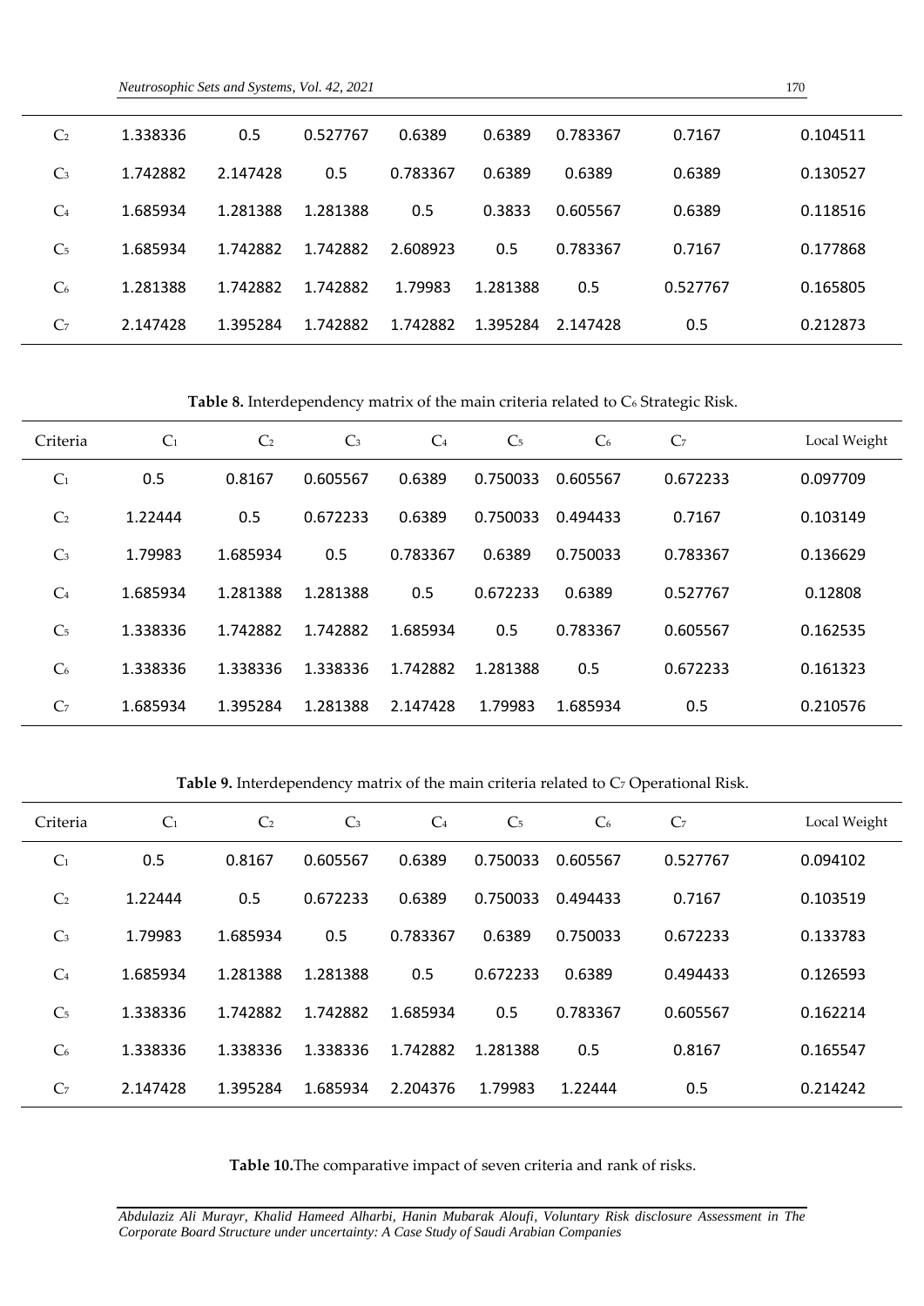| Criteria | $C_1$ | $C_2$ | $C_3$ | $C_4$ | $C_5$ | $C_6$ | $C_7$ | Local Weight |
|---|---|---|---|---|---|---|---|---|
| $C_2$ | 1.338336 | 0.5 | 0.527767 | 0.6389 | 0.6389 | 0.783367 | 0.7167 | 0.104511 |
| $C_3$ | 1.742882 | 2.147428 | 0.5 | 0.783367 | 0.6389 | 0.6389 | 0.6389 | 0.130527 |
| $C_4$ | 1.685934 | 1.281388 | 1.281388 | 0.5 | 0.3833 | 0.605567 | 0.6389 | 0.118516 |
| $C_5$ | 1.685934 | 1.742882 | 1.742882 | 2.608923 | 0.5 | 0.783367 | 0.7167 | 0.177868 |
| $C_6$ | 1.281388 | 1.742882 | 1.742882 | 1.79983 | 1.281388 | 0.5 | 0.527767 | 0.165805 |
| $C_7$ | 2.147428 | 1.395284 | 1.742882 | 1.742882 | 1.395284 | 2.147428 | 0.5 | 0.212873 |

**Table 8.** Interdependency matrix of the main criteria related to $C_6$ Strategic Risk.

| Criteria | $C_1$ | $C_2$ | $C_3$ | $C_4$ | $C_5$ | $C_6$ | $C_7$ | Local Weight |
|---|---|---|---|---|---|---|---|---|
| $C_1$ | 0.5 | 0.8167 | 0.605567 | 0.6389 | 0.750033 | 0.605567 | 0.672233 | 0.097709 |
| $C_2$ | 1.22444 | 0.5 | 0.672233 | 0.6389 | 0.750033 | 0.494433 | 0.7167 | 0.103149 |
| $C_3$ | 1.79983 | 1.685934 | 0.5 | 0.783367 | 0.6389 | 0.750033 | 0.783367 | 0.136629 |
| $C_4$ | 1.685934 | 1.281388 | 1.281388 | 0.5 | 0.672233 | 0.6389 | 0.527767 | 0.12808 |
| $C_5$ | 1.338336 | 1.742882 | 1.742882 | 1.685934 | 0.5 | 0.783367 | 0.605567 | 0.162535 |
| $C_6$ | 1.338336 | 1.338336 | 1.338336 | 1.742882 | 1.281388 | 0.5 | 0.672233 | 0.161323 |
| $C_7$ | 1.685934 | 1.395284 | 1.281388 | 2.147428 | 1.79983 | 1.685934 | 0.5 | 0.210576 |

**Table 9.** Interdependency matrix of the main criteria related to $C_7$ Operational Risk.

| Criteria | $C_1$ | $C_2$ | $C_3$ | $C_4$ | $C_5$ | $C_6$ | $C_7$ | Local Weight |
|---|---|---|---|---|---|---|---|---|
| $C_1$ | 0.5 | 0.8167 | 0.605567 | 0.6389 | 0.750033 | 0.605567 | 0.527767 | 0.094102 |
| $C_2$ | 1.22444 | 0.5 | 0.672233 | 0.6389 | 0.750033 | 0.494433 | 0.7167 | 0.103519 |
| $C_3$ | 1.79983 | 1.685934 | 0.5 | 0.783367 | 0.6389 | 0.750033 | 0.672233 | 0.133783 |
| $C_4$ | 1.685934 | 1.281388 | 1.281388 | 0.5 | 0.672233 | 0.6389 | 0.494433 | 0.126593 |
| $C_5$ | 1.338336 | 1.742882 | 1.742882 | 1.685934 | 0.5 | 0.783367 | 0.605567 | 0.162214 |
| $C_6$ | 1.338336 | 1.338336 | 1.338336 | 1.742882 | 1.281388 | 0.5 | 0.8167 | 0.165547 |
| $C_7$ | 2.147428 | 1.395284 | 1.685934 | 2.204376 | 1.79983 | 1.22444 | 0.5 | 0.214242 |

**Table 10.** The comparative impact of seven criteria and rank of risks.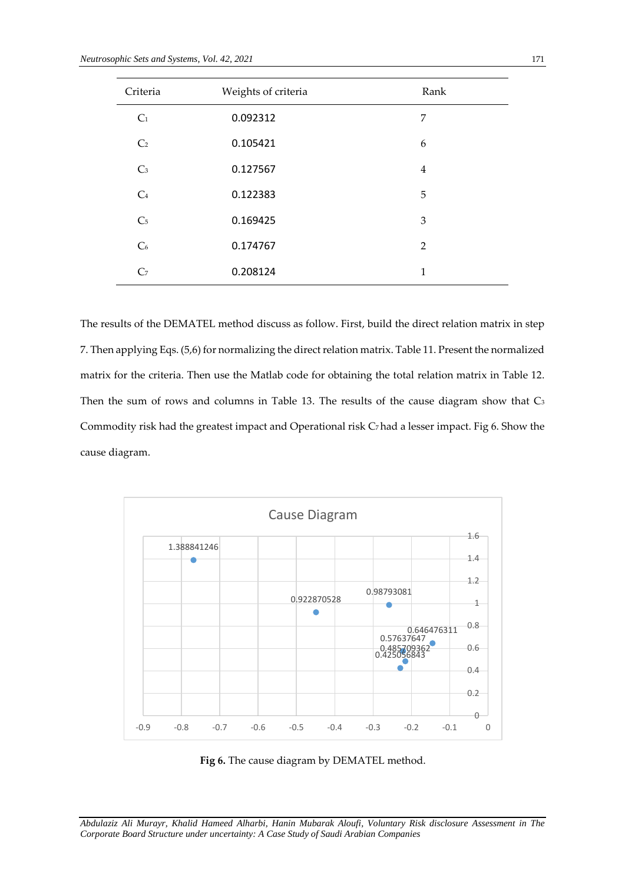| Criteria | Weights of criteria | Rank |
|---|---|---|
| $C_1$ | 0.092312 | 7 |
| $C_2$ | 0.105421 | 6 |
| $C_3$ | 0.127567 | 4 |
| $C_4$ | 0.122383 | 5 |
| $C_5$ | 0.169425 | 3 |
| $C_6$ | 0.174767 | 2 |
| $C_7$ | 0.208124 | 1 |

The results of the DEMATEL method discuss as follow. First, build the direct relation matrix in step 7. Then applying Eqs. (5,6) for normalizing the direct relation matrix. Table 11. Present the normalized matrix for the criteria. Then use the Matlab code for obtaining the total relation matrix in Table 12. Then the sum of rows and columns in Table 13. The results of the cause diagram show that $C_3$ Commodity risk had the greatest impact and Operational risk $C_7$ had a lesser impact. Fig 6. Show the cause diagram.

**Fig 6.** The cause diagram by DEMATEL method.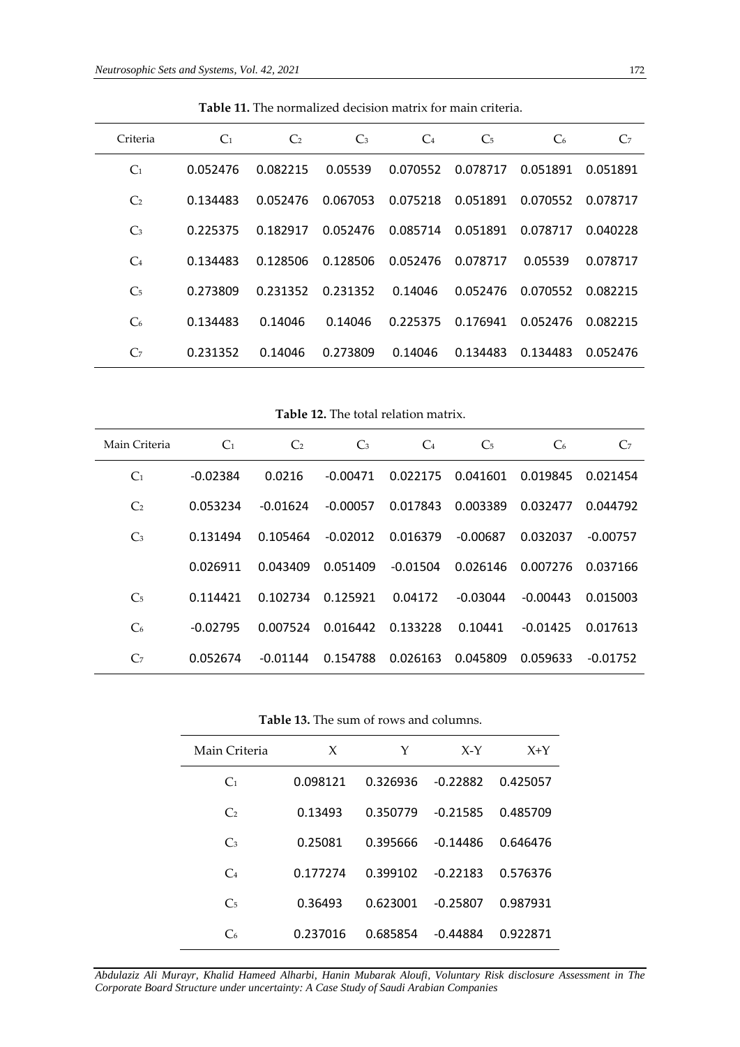**Table 11.** The normalized decision matrix for main criteria.

| Criteria | $C_1$ | $C_2$ | $C_3$ | $C_4$ | $C_5$ | $C_6$ | $C_7$ |
|---|---|---|---|---|---|---|---|
| $C_1$ | 0.052476 | 0.082215 | 0.05539 | 0.070552 | 0.078717 | 0.051891 | 0.051891 |
| $C_2$ | 0.134483 | 0.052476 | 0.067053 | 0.075218 | 0.051891 | 0.070552 | 0.078717 |
| $C_3$ | 0.225375 | 0.182917 | 0.052476 | 0.085714 | 0.051891 | 0.078717 | 0.040228 |
| $C_4$ | 0.134483 | 0.128506 | 0.128506 | 0.052476 | 0.078717 | 0.05539 | 0.078717 |
| $C_5$ | 0.273809 | 0.231352 | 0.231352 | 0.14046 | 0.052476 | 0.070552 | 0.082215 |
| $C_6$ | 0.134483 | 0.14046 | 0.14046 | 0.225375 | 0.176941 | 0.052476 | 0.082215 |
| $C_7$ | 0.231352 | 0.14046 | 0.273809 | 0.14046 | 0.134483 | 0.134483 | 0.052476 |

**Table 12.** The total relation matrix.

| Main Criteria | $C_1$ | $C_2$ | $C_3$ | $C_4$ | $C_5$ | $C_6$ | $C_7$ |
|---|---|---|---|---|---|---|---|
| $C_1$ | -0.02384 | 0.0216 | -0.00471 | 0.022175 | 0.041601 | 0.019845 | 0.021454 |
| $C_2$ | 0.053234 | -0.01624 | -0.00057 | 0.017843 | 0.003389 | 0.032477 | 0.044792 |
| $C_3$ | 0.131494 | 0.105464 | -0.02012 | 0.016379 | -0.00687 | 0.032037 | -0.00757 |
| | 0.026911 | 0.043409 | 0.051409 | -0.01504 | 0.026146 | 0.007276 | 0.037166 |
| $C_5$ | 0.114421 | 0.102734 | 0.125921 | 0.04172 | -0.03044 | -0.00443 | 0.015003 |
| $C_6$ | -0.02795 | 0.007524 | 0.016442 | 0.133228 | 0.10441 | -0.01425 | 0.017613 |
| $C_7$ | 0.052674 | -0.01144 | 0.154788 | 0.026163 | 0.045809 | 0.059633 | -0.01752 |

**Table 13.** The sum of rows and columns.

| Main Criteria | X | Y | X-Y | X+Y |
|---|---|---|---|---|
| $C_1$ | 0.098121 | 0.326936 | -0.22882 | 0.425057 |
| $C_2$ | 0.13493 | 0.350779 | -0.21585 | 0.485709 |
| $C_3$ | 0.25081 | 0.395666 | -0.14486 | 0.646476 |
| $C_4$ | 0.177274 | 0.399102 | -0.22183 | 0.576376 |
| $C_5$ | 0.36493 | 0.623001 | -0.25807 | 0.987931 |
| $C_6$ | 0.237016 | 0.685854 | -0.44884 | 0.922871 |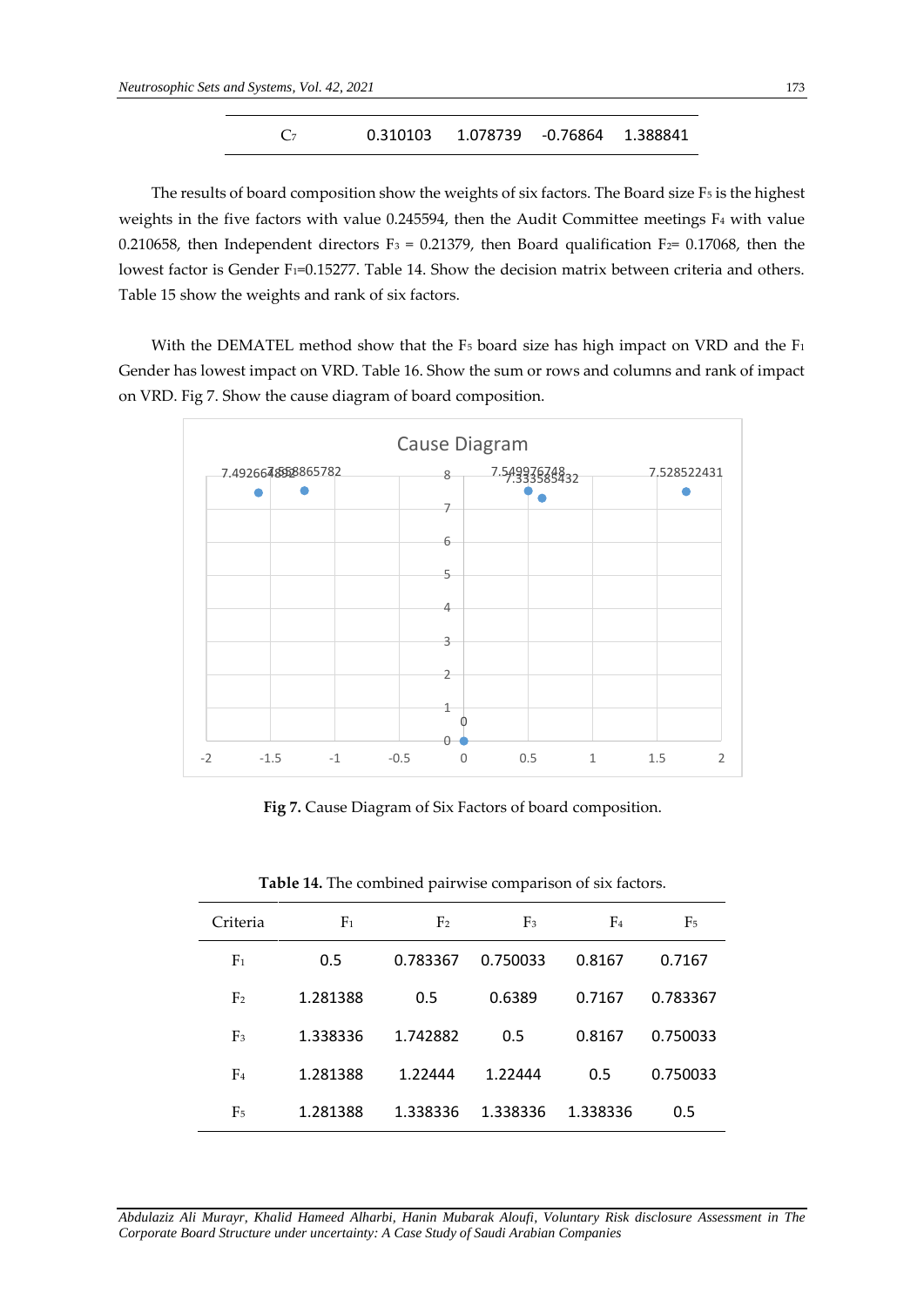| C7 | 0.310103 | 1.078739 | -0.76864 | 1.388841 |
|---|---|---|---|---|

The results of board composition show the weights of six factors. The Board size $F_5$ is the highest weights in the five factors with value 0.245594, then the Audit Committee meetings $F_4$ with value 0.210658, then Independent directors $F_3$ = 0.21379, then Board qualification $F_2$= 0.17068, then the lowest factor is Gender $F_1$=0.15277. Table 14. Show the decision matrix between criteria and others. Table 15 show the weights and rank of six factors.

With the DEMATEL method show that the $F_5$ board size has high impact on VRD and the $F_1$ Gender has lowest impact on VRD. Table 16. Show the sum or rows and columns and rank of impact on VRD. Fig 7. Show the cause diagram of board composition.

**Fig 7.** Cause Diagram of Six Factors of board composition.

**Table 14.** The combined pairwise comparison of six factors.

| Criteria | $F_1$ | $F_2$ | $F_3$ | $F_4$ | $F_5$ |
|---|---|---|---|---|---|
| $F_1$ | 0.5 | 0.783367 | 0.750033 | 0.8167 | 0.7167 |
| $F_2$ | 1.281388 | 0.5 | 0.6389 | 0.7167 | 0.783367 |
| $F_3$ | 1.338336 | 1.742882 | 0.5 | 0.8167 | 0.750033 |
| $F_4$ | 1.281388 | 1.22444 | 1.22444 | 0.5 | 0.750033 |
| $F_5$ | 1.281388 | 1.338336 | 1.338336 | 1.338336 | 0.5 |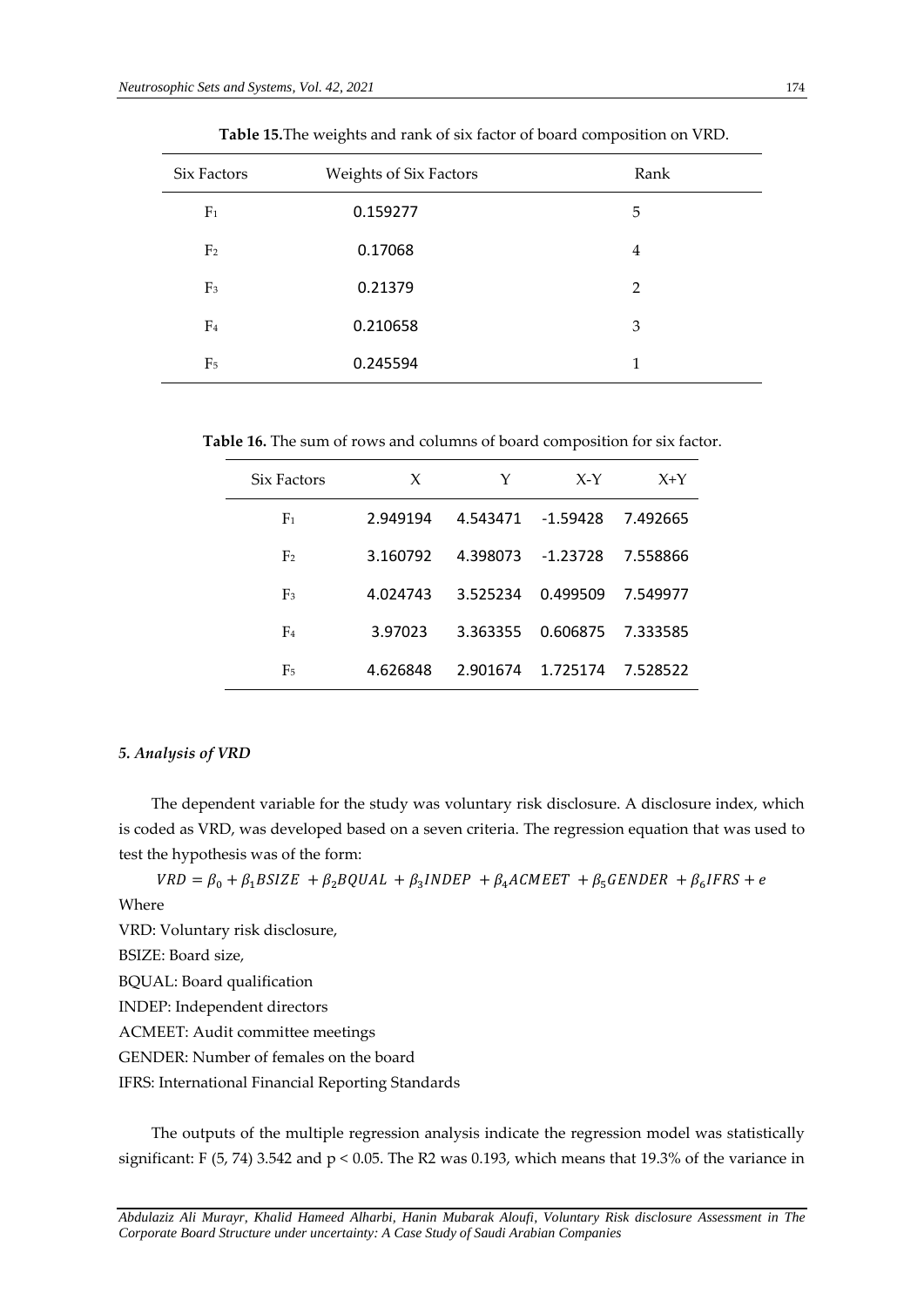**Table 15.** The weights and rank of six factor of board composition on VRD.

| Six Factors | Weights of Six Factors | Rank |
|---|---|---|
| $F_1$ | 0.159277 | 5 |
| $F_2$ | 0.17068 | 4 |
| $F_3$ | 0.21379 | 2 |
| $F_4$ | 0.210658 | 3 |
| $F_5$ | 0.245594 | 1 |

**Table 16.** The sum of rows and columns of board composition for six factor.

| Six Factors | X | Y | X-Y | X+Y |
|---|---|---|---|---|
| $F_1$ | 2.949194 | 4.543471 | -1.59428 | 7.492665 |
| $F_2$ | 3.160792 | 4.398073 | -1.23728 | 7.558866 |
| $F_3$ | 4.024743 | 3.525234 | 0.499509 | 7.549977 |
| $F_4$ | 3.97023 | 3.363355 | 0.606875 | 7.333585 |
| $F_5$ | 4.626848 | 2.901674 | 1.725174 | 7.528522 |

### *5. Analysis of VRD*

The dependent variable for the study was voluntary risk disclosure. A disclosure index, which is coded as VRD, was developed based on a seven criteria. The regression equation that was used to test the hypothesis was of the form:

$$VRD = \beta_0 + \beta_1 BSIZE + \beta_2 BQUAL + \beta_3 INDEP + \beta_4 ACMEET + \beta_5 GENDER + \beta_6 IFRS + e$$

Where

VRD: Voluntary risk disclosure,

BSIZE: Board size,

BQUAL: Board qualification

INDEP: Independent directors

ACMEET: Audit committee meetings

GENDER: Number of females on the board

IFRS: International Financial Reporting Standards

The outputs of the multiple regression analysis indicate the regression model was statistically significant: $F$ (5, 74) 3.542 and $p < 0.05$. The R2 was 0.193, which means that 19.3% of the variance in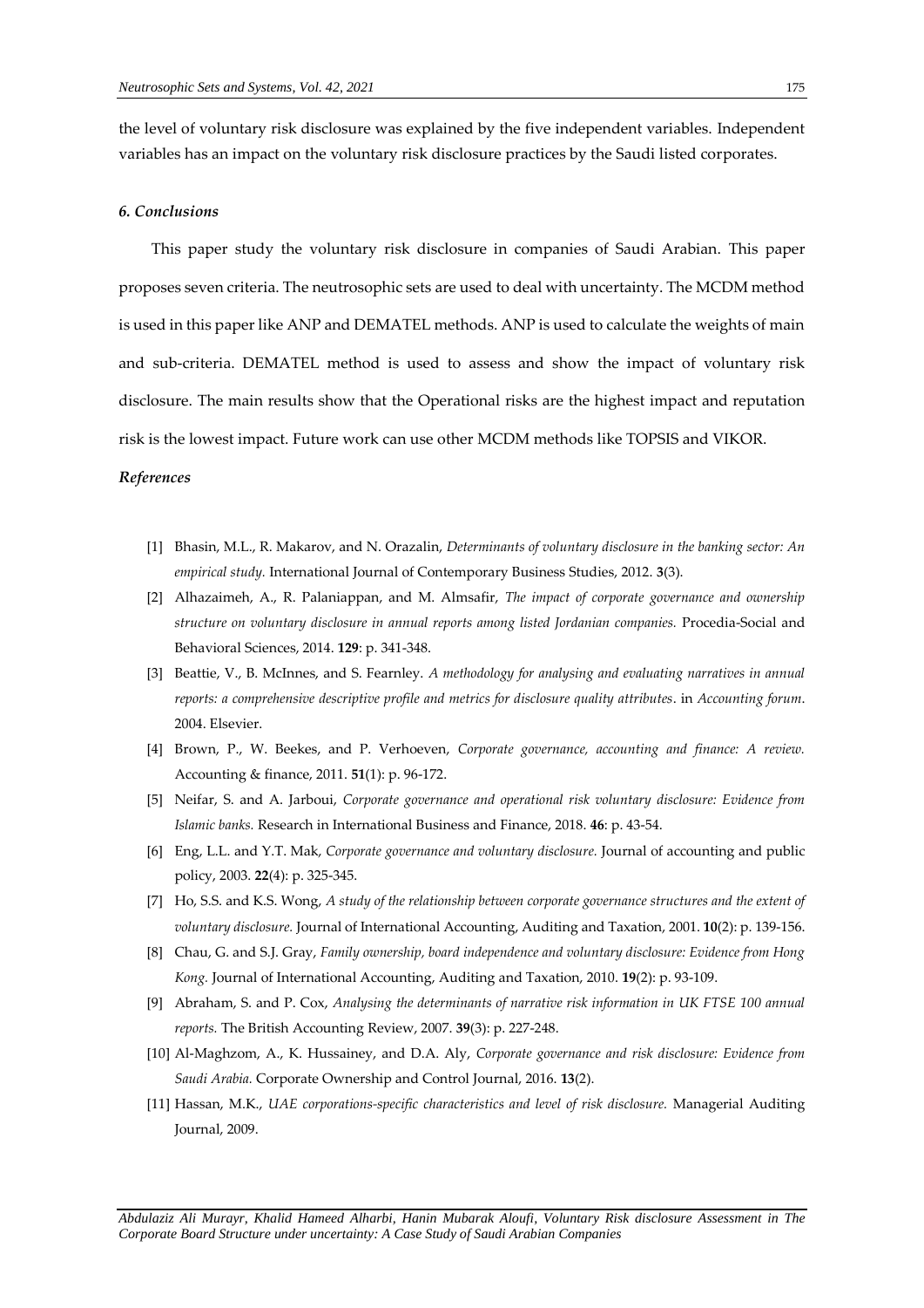the level of voluntary risk disclosure was explained by the five independent variables. Independent variables has an impact on the voluntary risk disclosure practices by the Saudi listed corporates.

### *6. Conclusions*

This paper study the voluntary risk disclosure in companies of Saudi Arabian. This paper proposes seven criteria. The neutrosophic sets are used to deal with uncertainty. The MCDM method is used in this paper like ANP and DEMATEL methods. ANP is used to calculate the weights of main and sub-criteria. DEMATEL method is used to assess and show the impact of voluntary risk disclosure. The main results show that the Operational risks are the highest impact and reputation risk is the lowest impact. Future work can use other MCDM methods like TOPSIS and VIKOR.

### *References*

[1] Bhasin, M.L., R. Makarov, and N. Orazalin, *Determinants of voluntary disclosure in the banking sector: An empirical study.* International Journal of Contemporary Business Studies, 2012. **3**(3).

[2] Alhazaimeh, A., R. Palaniappan, and M. Almsafir, *The impact of corporate governance and ownership structure on voluntary disclosure in annual reports among listed Jordanian companies.* Procedia-Social and Behavioral Sciences, 2014. **129**: p. 341-348.

[3] Beattie, V., B. McInnes, and S. Fearnley. *A methodology for analysing and evaluating narratives in annual reports: a comprehensive descriptive profile and metrics for disclosure quality attributes*. in *Accounting forum*. 2004. Elsevier.

[4] Brown, P., W. Beekes, and P. Verhoeven, *Corporate governance, accounting and finance: A review.* Accounting & finance, 2011. **51**(1): p. 96-172.

[5] Neifar, S. and A. Jarboui, *Corporate governance and operational risk voluntary disclosure: Evidence from Islamic banks.* Research in International Business and Finance, 2018. **46**: p. 43-54.

[6] Eng, L.L. and Y.T. Mak, *Corporate governance and voluntary disclosure.* Journal of accounting and public policy, 2003. **22**(4): p. 325-345.

[7] Ho, S.S. and K.S. Wong, *A study of the relationship between corporate governance structures and the extent of voluntary disclosure.* Journal of International Accounting, Auditing and Taxation, 2001. **10**(2): p. 139-156.

[8] Chau, G. and S.J. Gray, *Family ownership, board independence and voluntary disclosure: Evidence from Hong Kong.* Journal of International Accounting, Auditing and Taxation, 2010. **19**(2): p. 93-109.

[9] Abraham, S. and P. Cox, *Analysing the determinants of narrative risk information in UK FTSE 100 annual reports.* The British Accounting Review, 2007. **39**(3): p. 227-248.

[10] Al-Maghzom, A., K. Hussainey, and D.A. Aly, *Corporate governance and risk disclosure: Evidence from Saudi Arabia.* Corporate Ownership and Control Journal, 2016. **13**(2).

[11] Hassan, M.K., *UAE corporations-specific characteristics and level of risk disclosure.* Managerial Auditing Journal, 2009.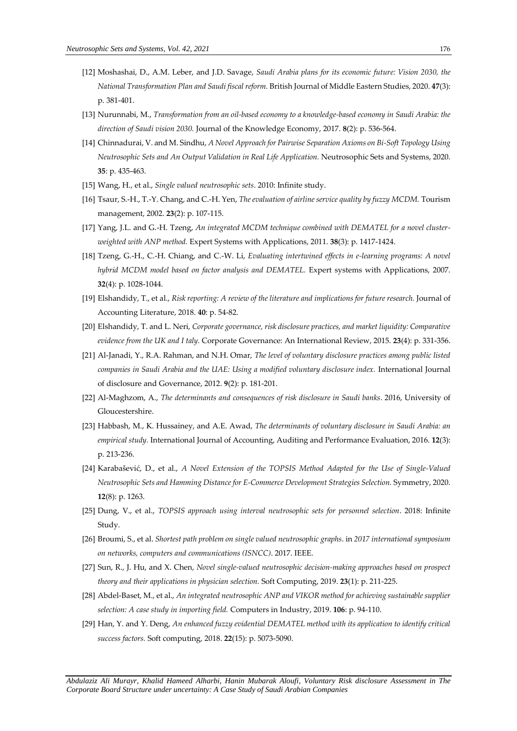[12] Moshashai, D., A.M. Leber, and J.D. Savage, *Saudi Arabia plans for its economic future: Vision 2030, the National Transformation Plan and Saudi fiscal reform.* British Journal of Middle Eastern Studies, 2020. **47**(3): p. 381-401.

[13] Nurunnabi, M., *Transformation from an oil-based economy to a knowledge-based economy in Saudi Arabia: the direction of Saudi vision 2030.* Journal of the Knowledge Economy, 2017. **8**(2): p. 536-564.

[14] Chinnadurai, V. and M. Sindhu, *A Novel Approach for Pairwise Separation Axioms on Bi-Soft Topology Using Neutrosophic Sets and An Output Validation in Real Life Application.* Neutrosophic Sets and Systems, 2020. **35**: p. 435-463.

[15] Wang, H., et al., *Single valued neutrosophic sets*. 2010: Infinite study.

[16] Tsaur, S.-H., T.-Y. Chang, and C.-H. Yen, *The evaluation of airline service quality by fuzzy MCDM.* Tourism management, 2002. **23**(2): p. 107-115.

[17] Yang, J.L. and G.-H. Tzeng, *An integrated MCDM technique combined with DEMATEL for a novel cluster-weighted with ANP method.* Expert Systems with Applications, 2011. **38**(3): p. 1417-1424.

[18] Tzeng, G.-H., C.-H. Chiang, and C.-W. Li, *Evaluating intertwined effects in e-learning programs: A novel hybrid MCDM model based on factor analysis and DEMATEL.* Expert systems with Applications, 2007. **32**(4): p. 1028-1044.

[19] Elshandidy, T., et al., *Risk reporting: A review of the literature and implications for future research.* Journal of Accounting Literature, 2018. **40**: p. 54-82.

[20] Elshandidy, T. and L. Neri, *Corporate governance, risk disclosure practices, and market liquidity: Comparative evidence from the UK and I taly.* Corporate Governance: An International Review, 2015. **23**(4): p. 331-356.

[21] Al-Janadi, Y., R.A. Rahman, and N.H. Omar, *The level of voluntary disclosure practices among public listed companies in Saudi Arabia and the UAE: Using a modified voluntary disclosure index.* International Journal of disclosure and Governance, 2012. **9**(2): p. 181-201.

[22] Al-Maghzom, A., *The determinants and consequences of risk disclosure in Saudi banks*. 2016, University of Gloucestershire.

[23] Habbash, M., K. Hussainey, and A.E. Awad, *The determinants of voluntary disclosure in Saudi Arabia: an empirical study.* International Journal of Accounting, Auditing and Performance Evaluation, 2016. **12**(3): p. 213-236.

[24] Karabašević, D., et al., *A Novel Extension of the TOPSIS Method Adapted for the Use of Single-Valued Neutrosophic Sets and Hamming Distance for E-Commerce Development Strategies Selection.* Symmetry, 2020. **12**(8): p. 1263.

[25] Dung, V., et al., *TOPSIS approach using interval neutrosophic sets for personnel selection*. 2018: Infinite Study.

[26] Broumi, S., et al. *Shortest path problem on single valued neutrosophic graphs*. in *2017 international symposium on networks, computers and communications (ISNCC)*. 2017. IEEE.

[27] Sun, R., J. Hu, and X. Chen, *Novel single-valued neutrosophic decision-making approaches based on prospect theory and their applications in physician selection.* Soft Computing, 2019. **23**(1): p. 211-225.

[28] Abdel-Baset, M., et al., *An integrated neutrosophic ANP and VIKOR method for achieving sustainable supplier selection: A case study in importing field.* Computers in Industry, 2019. **106**: p. 94-110.

[29] Han, Y. and Y. Deng, *An enhanced fuzzy evidential DEMATEL method with its application to identify critical success factors.* Soft computing, 2018. **22**(15): p. 5073-5090.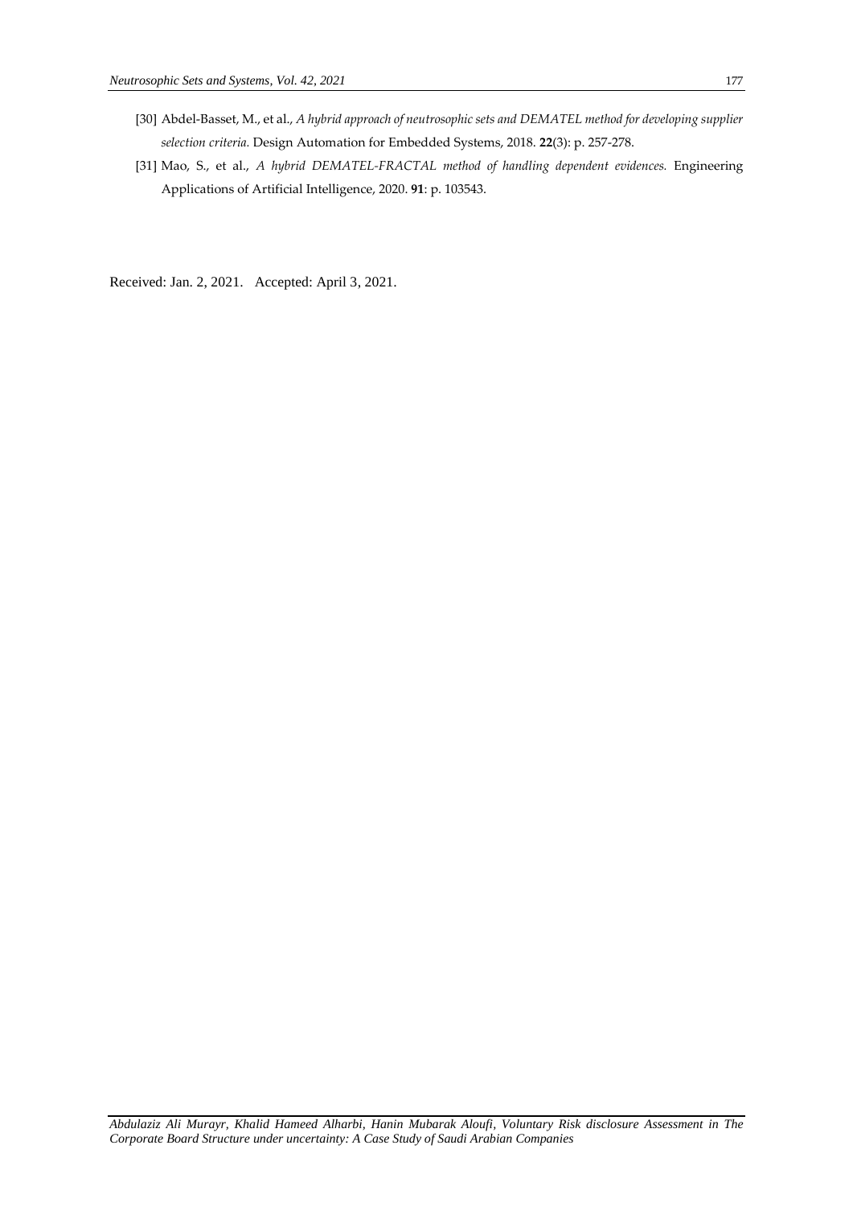[30] Abdel-Basset, M., et al., *A hybrid approach of neutrosophic sets and DEMATEL method for developing supplier selection criteria.* Design Automation for Embedded Systems, 2018. **22**(3): p. 257-278.

[31] Mao, S., et al., *A hybrid DEMATEL-FRACTAL method of handling dependent evidences.* Engineering Applications of Artificial Intelligence, 2020. **91**: p. 103543.

Received: Jan. 2, 2021. Accepted: April 3, 2021.